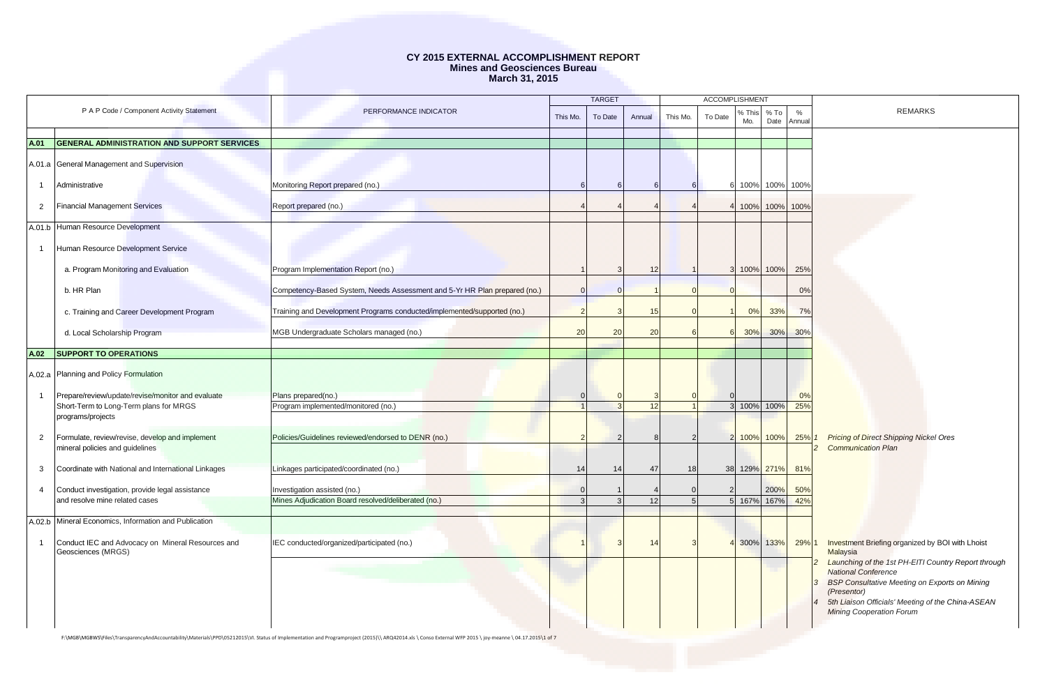# CY 2015 EXTERNAL ACCOMPLISHMENT REPORT
## Mines and Geosciences Bureau
### March 31, 2015

| P A P Code / Component Activity Statement | | PERFORMANCE INDICATOR | TARGET | | | ACCOMPLISHMENT | | | | | REMARKS |
|---|---|---|---|---|---|---|---|---|---|---|---|
| | | | This Mo. | To Date | Annual | This Mo. | To Date | % This Mo. | % To Date | % Annual | |
| **A.01** | **GENERAL ADMINISTRATION AND SUPPORT SERVICES** | | | | | | | | | | |
| A.01.a | General Management and Supervision | | | | | | | | | | |
| 1 | Administrative | Monitoring Report prepared (no.) | 6 | 6 | 6 | 6 | 6 | 100% | 100% | 100% | |
| 2 | Financial Management Services | Report prepared (no.) | 4 | 4 | 4 | 4 | 4 | 100% | 100% | 100% | |
| A.01.b | Human Resource Development | | | | | | | | | | |
| 1 | Human Resource Development Service | | | | | | | | | | |
| | a. Program Monitoring and Evaluation | Program Implementation Report (no.) | 1 | 3 | 12 | 1 | 3 | 100% | 100% | 25% | |
| | b. HR Plan | Competency-Based System, Needs Assessment and 5-Yr HR Plan prepared (no.) | 0 | 0 | 1 | 0 | 0 | | | 0% | |
| | c. Training and Career Development Program | Training and Development Programs conducted/implemented/supported (no.) | 2 | 3 | 15 | 0 | 1 | 0% | 33% | 7% | |
| | d. Local Scholarship Program | MGB Undergraduate Scholars managed (no.) | 20 | 20 | 20 | 6 | 6 | 30% | 30% | 30% | |
| **A.02** | **SUPPORT TO OPERATIONS** | | | | | | | | | | |
| A.02.a | Planning and Policy Formulation | | | | | | | | | | |
| 1 | Prepare/review/update/revise/monitor and evaluate Short-Term to Long-Term plans for MRGS programs/projects | Plans prepared(no.) | 0 | 0 | 3 | 0 | 0 | | | 0% | |
| | | Program implemented/monitored (no.) | 1 | 3 | 12 | 1 | 3 | 100% | 100% | 25% | |
| 2 | Formulate, review/revise, develop and implement mineral policies and guidelines | Policies/Guidelines reviewed/endorsed to DENR (no.) | 2 | 2 | 8 | 2 | 2 | 100% | 100% | 25% | *1 Pricing of Direct Shipping Nickel Ores*<br>*2 Communication Plan* |
| 3 | Coordinate with National and International Linkages | Linkages participated/coordinated (no.) | 14 | 14 | 47 | 18 | 38 | 129% | 271% | 81% | |
| 4 | Conduct investigation, provide legal assistance and resolve mine related cases | Investigation assisted (no.) | 0 | 1 | 4 | 0 | 2 | | 200% | 50% | |
| | | Mines Adjudication Board resolved/deliberated (no.) | 3 | 3 | 12 | 5 | 5 | 167% | 167% | 42% | |
| A.02.b | Mineral Economics, Information and Publication | | | | | | | | | | |
| 1 | Conduct IEC and Advocacy on Mineral Resources and Geosciences (MRGS) | IEC conducted/organized/participated (no.) | 1 | 3 | 14 | 3 | 4 | 300% | 133% | 29% | 1 Investment Briefing organized by BOI with Lhoist Malaysia<br>*2 Launching of the 1st PH-EITI Country Report through National Conference*<br>*3 BSP Consultative Meeting on Exports on Mining (Presentor)*<br>*4 5th Liaison Officials' Meeting of the China-ASEAN Mining Cooperation Forum* |

F:\MGB\MGBWS\Files\TransparencyAndAccountability\Materials\PPD\05212015\VI. Status of Implementation and Programproject (2015)\\ ARQ42014.xls \ Conso External WFP 2015 \ joy-meanne \ 04.17.2015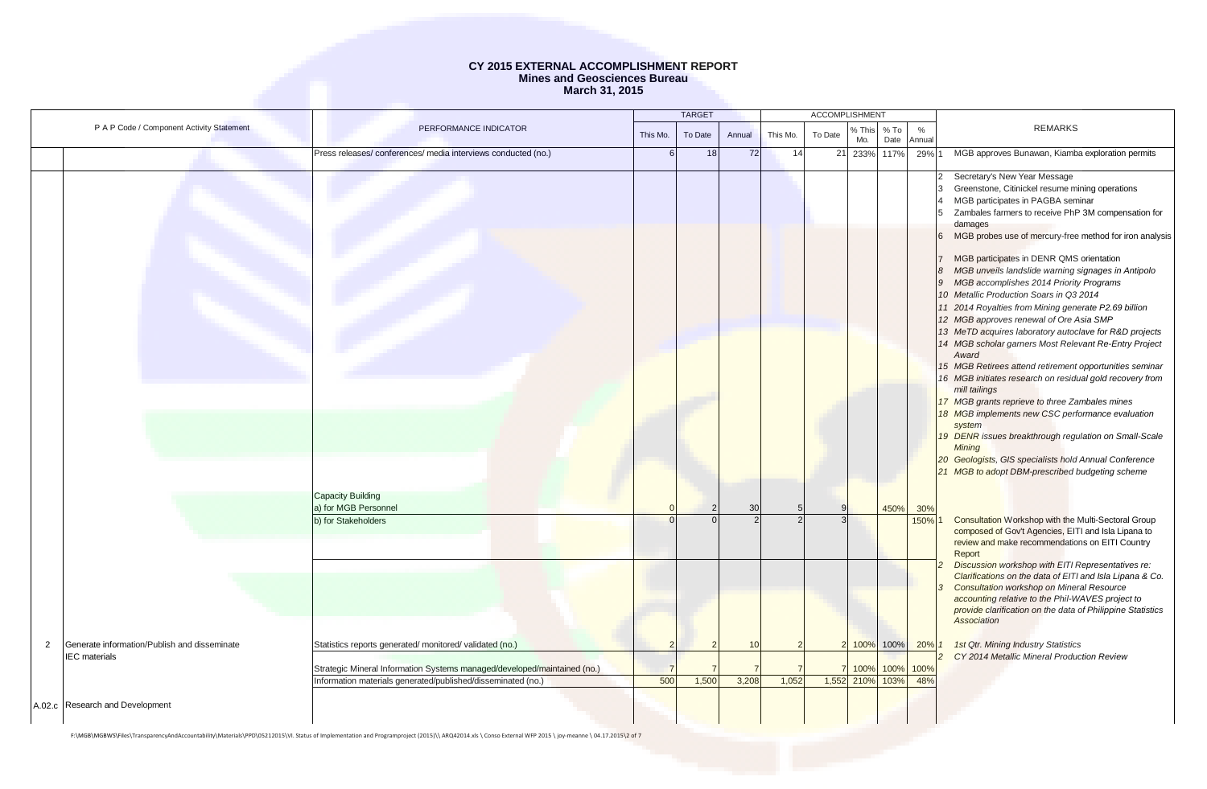# CY 2015 EXTERNAL ACCOMPLISHMENT REPORT
## Mines and Geosciences Bureau
### March 31, 2015

| P A P Code / Component Activity Statement | | PERFORMANCE INDICATOR | TARGET | | | ACCOMPLISHMENT | | | | | REMARKS |
|---|---|---|---|---|---|---|---|---|---|---|---|
| | | | This Mo. | To Date | Annual | This Mo. | To Date | % This Mo. | % To Date | % Annual | |
| | | Press releases/ conferences/ media interviews conducted (no.) | 6 | 18 | 72 | 14 | 21 | 233% | 117% | 29% | 1 MGB approves Bunawan, Kiamba exploration permits<br>2 Secretary's New Year Message<br>3 Greenstone, Citinickel resume mining operations<br>4 MGB participates in PAGBA seminar<br>5 Zambales farmers to receive PhP 3M compensation for damages<br>6 MGB probes use of mercury-free method for iron analysis<br>7 MGB participates in DENR QMS orientation<br>*8 MGB unveils landslide warning signages in Antipolo*<br>*9 MGB accomplishes 2014 Priority Programs*<br>*10 Metallic Production Soars in Q3 2014*<br>*11 2014 Royalties from Mining generate P2.69 billion*<br>*12 MGB approves renewal of Ore Asia SMP*<br>*13 MeTD acquires laboratory autoclave for R&D projects*<br>*14 MGB scholar garners Most Relevant Re-Entry Project Award*<br>*15 MGB Retirees attend retirement opportunities seminar*<br>*16 MGB initiates research on residual gold recovery from mill tailings*<br>*17 MGB grants reprieve to three Zambales mines*<br>*18 MGB implements new CSC performance evaluation system*<br>*19 DENR issues breakthrough regulation on Small-Scale Mining*<br>*20 Geologists, GIS specialists hold Annual Conference*<br>*21 MGB to adopt DBM-prescribed budgeting scheme* |
| | | Capacity Building<br>a) for MGB Personnel | 0 | 2 | 30 | 5 | 9 | | 450% | 30% | |
| | | b) for Stakeholders | 0 | 0 | 2 | 2 | 3 | | | 150% | 1 Consultation Workshop with the Multi-Sectoral Group composed of Gov't Agencies, EITI and Isla Lipana to review and make recommendations on EITI Country Report<br>*2 Discussion workshop with EITI Representatives re: Clarifications on the data of EITI and Isla Lipana & Co.*<br>*3 Consultation workshop on Mineral Resource accounting relative to the Phil-WAVES project to provide clarification on the data of Philippine Statistics Association* |
| 2 | Generate information/Publish and disseminate IEC materials | Statistics reports generated/ monitored/ validated (no.) | 2 | 2 | 10 | 2 | 2 | 100% | 100% | 20% | *1 1st Qtr. Mining Industry Statistics*<br>*2 CY 2014 Metallic Mineral Production Review* |
| | | Strategic Mineral Information Systems managed/developed/maintained (no.) | 7 | 7 | 7 | 7 | 7 | 100% | 100% | 100% | |
| | | Information materials generated/published/disseminated (no.) | 500 | 1,500 | 3,208 | 1,052 | 1,552 | 210% | 103% | 48% | |
| A.02.c | Research and Development | | | | | | | | | | |

F:\MGB\MGBWS\Files\TransparencyAndAccountability\Materials\PPD\05212015\VI. Status of Implementation and Programproject (2015)\\ ARQ42014.xls \ Conso External WFP 2015 \ joy-meanne \ 04.17.2015\2 of 7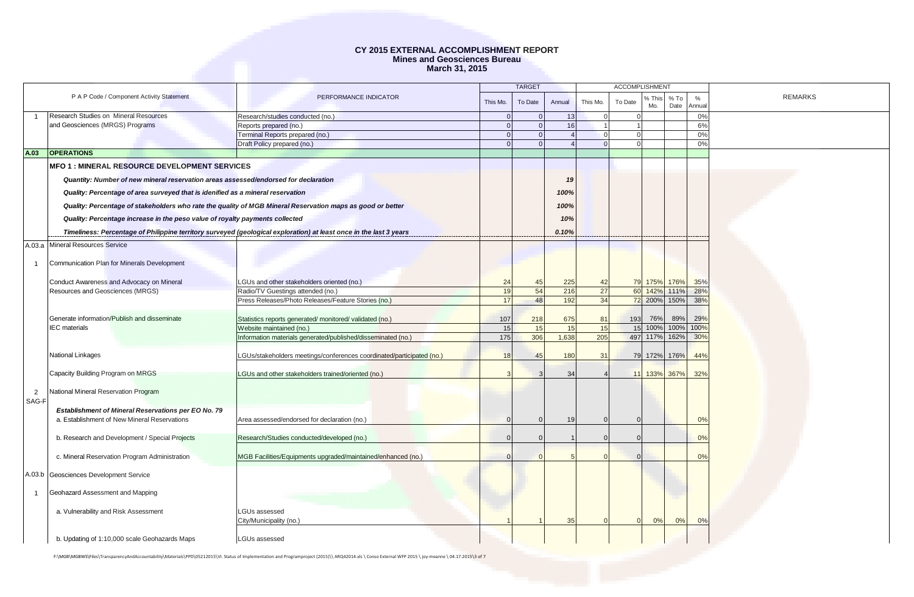# CY 2015 EXTERNAL ACCOMPLISHMENT REPORT
## Mines and Geosciences Bureau
### March 31, 2015

| | P A P Code / Component Activity Statement | PERFORMANCE INDICATOR | TARGET | | | ACCOMPLISHMENT | | | | | REMARKS |
|---|---|---|---|---|---|---|---|---|---|---|---|
| | | | This Mo. | To Date | Annual | This Mo. | To Date | % This Mo. | % To Date | % Annual | |
| 1 | Research Studies on Mineral Resources and Geosciences (MRGS) Programs | Research/studies conducted (no.) | 0 | 0 | 13 | 0 | 0 | | | 0% | |
| | | Reports prepared (no.) | 0 | 0 | 16 | 1 | 1 | | | 6% | |
| | | Terminal Reports prepared (no.) | 0 | 0 | 4 | 0 | 0 | | | 0% | |
| | | Draft Policy prepared (no.) | 0 | 0 | 4 | 0 | 0 | | | 0% | |
| **A.03** | **OPERATIONS** | | | | | | | | | | |
| | **MFO 1 : MINERAL RESOURCE DEVELOPMENT SERVICES** | | | | | | | | | | |
| | ***Quantity: Number of new mineral reservation areas assessed/endorsed for declaration*** | | | | ***19*** | | | | | | |
| | ***Quality: Percentage of area surveyed that is identified as a mineral reservation*** | | | | ***100%*** | | | | | | |
| | ***Quality: Percentage of stakeholders who rate the quality of MGB Mineral Reservation maps as good or better*** | | | | ***100%*** | | | | | | |
| | ***Quality: Percentage increase in the peso value of royalty payments collected*** | | | | ***10%*** | | | | | | |
| | ***Timeliness: Percentage of Philippine territory surveyed (geological exploration) at least once in the last 3 years*** | | | | ***0.10%*** | | | | | | |
| A.03.a | Mineral Resources Service | | | | | | | | | | |
| 1 | Communication Plan for Minerals Development | | | | | | | | | | |
| | Conduct Awareness and Advocacy on Mineral Resources and Geosciences (MRGS) | LGUs and other stakeholders oriented (no.) | 24 | 45 | 225 | 42 | 79 | 175% | 176% | 35% | |
| | | Radio/TV Guestings attended (no.) | 19 | 54 | 216 | 27 | 60 | 142% | 111% | 28% | |
| | | Press Releases/Photo Releases/Feature Stories (no.) | 17 | 48 | 192 | 34 | 72 | 200% | 150% | 38% | |
| | Generate information/Publish and disseminate IEC materials | Statistics reports generated/ monitored/ validated (no.) | 107 | 218 | 675 | 81 | 193 | 76% | 89% | 29% | |
| | | Website maintained (no.) | 15 | 15 | 15 | 15 | 15 | 100% | 100% | 100% | |
| | | Information materials generated/published/disseminated (no.) | 175 | 306 | 1,638 | 205 | 497 | 117% | 162% | 30% | |
| | National Linkages | LGUs/stakeholders meetings/conferences coordinated/participated (no.) | 18 | 45 | 180 | 31 | 79 | 172% | 176% | 44% | |
| | Capacity Building Program on MRGS | LGUs and other stakeholders trained/oriented (no.) | 3 | 3 | 34 | 4 | 11 | 133% | 367% | 32% | |
| 2 SAG-F | National Mineral Reservation Program | | | | | | | | | | |
| | ***Establishment of Mineral Reservations per EO No. 79*** a. Establishment of New Mineral Reservations | Area assessed/endorsed for declaration (no.) | 0 | 0 | 19 | 0 | 0 | | | 0% | |
| | b. Research and Development / Special Projects | Research/Studies conducted/developed (no.) | 0 | 0 | 1 | 0 | 0 | | | 0% | |
| | c. Mineral Reservation Program Administration | MGB Facilities/Equipments upgraded/maintained/enhanced (no.) | 0 | 0 | 5 | 0 | 0 | | | 0% | |
| A.03.b | Geosciences Development Service | | | | | | | | | | |
| 1 | Geohazard Assessment and Mapping | | | | | | | | | | |
| | a. Vulnerability and Risk Assessment | LGUs assessed City/Municipality (no.) | 1 | 1 | 35 | 0 | 0 | 0% | 0% | 0% | |
| | b. Updating of 1:10,000 scale Geohazards Maps | LGUs assessed | | | | | | | | | |

F:\MGB\MGBWS\Files\TransparencyAndAccountability\Materials\PPD\05212015\VI. Status of Implementation and Programproject (2015)\\ ARQ42014.xls \ Conso External WFP 2015 \ joy-meanne \ 04.17.2015\3 of 7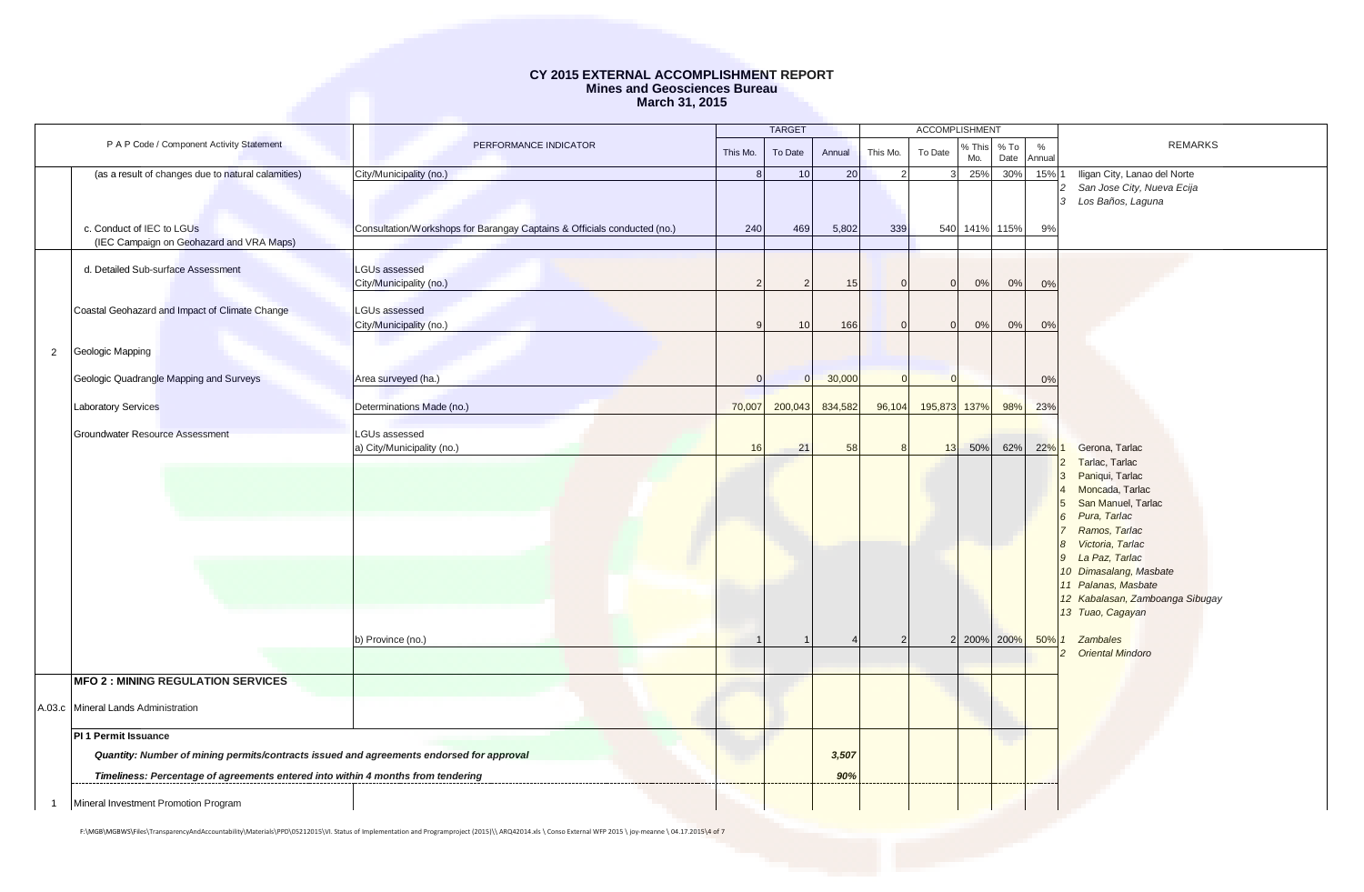# CY 2015 EXTERNAL ACCOMPLISHMENT REPORT
## Mines and Geosciences Bureau
### March 31, 2015

| | P A P Code / Component Activity Statement | PERFORMANCE INDICATOR | TARGET | | | ACCOMPLISHMENT | | | | | REMARKS |
|---|---|---|---|---|---|---|---|---|---|---|---|
| | | | This Mo. | To Date | Annual | This Mo. | To Date | % This Mo. | % To Date | % Annual | |
| | (as a result of changes due to natural calamities) | City/Municipality (no.) | 8 | 10 | 20 | 2 | 3 | 25% | 30% | 15% | 1 Iligan City, Lanao del Norte<br>2 *San Jose City, Nueva Ecija*<br>3 *Los Baños, Laguna* |
| | c. Conduct of IEC to LGUs<br>(IEC Campaign on Geohazard and VRA Maps) | Consultation/Workshops for Barangay Captains & Officials conducted (no.) | 240 | 469 | 5,802 | 339 | 540 | 141% | 115% | 9% | |
| | d. Detailed Sub-surface Assessment | LGUs assessed<br>City/Municipality (no.) | 2 | 2 | 15 | 0 | 0 | 0% | 0% | 0% | |
| | Coastal Geohazard and Impact of Climate Change | LGUs assessed<br>City/Municipality (no.) | 9 | 10 | 166 | 0 | 0 | 0% | 0% | 0% | |
| 2 | Geologic Mapping | | | | | | | | | | |
| | Geologic Quadrangle Mapping and Surveys | Area surveyed (ha.) | 0 | 0 | 30,000 | 0 | 0 | | | 0% | |
| | Laboratory Services | Determinations Made (no.) | 70,007 | 200,043 | 834,582 | 96,104 | 195,873 | 137% | 98% | 23% | |
| | Groundwater Resource Assessment | LGUs assessed<br>a) City/Municipality (no.) | 16 | 21 | 58 | 8 | 13 | 50% | 62% | 22% | 1 Gerona, Tarlac<br>2 Tarlac, Tarlac<br>3 Paniqui, Tarlac<br>4 Moncada, Tarlac<br>5 San Manuel, Tarlac<br>6 *Pura, Tarlac*<br>7 *Ramos, Tarlac*<br>8 *Victoria, Tarlac*<br>9 *La Paz, Tarlac*<br>10 *Dimasalang, Masbate*<br>11 *Palanas, Masbate*<br>12 *Kabalasan, Zamboanga Sibugay*<br>13 *Tuao, Cagayan* |
| | | b) Province (no.) | 1 | 1 | 4 | 2 | 2 | 200% | 200% | 50% | 1 *Zambales*<br>2 *Oriental Mindoro* |
| | **MFO 2 : MINING REGULATION SERVICES** | | | | | | | | | | |
| A.03.c | Mineral Lands Administration | | | | | | | | | | |
| | **PI 1 Permit Issuance** | | | | | | | | | | |
| | ***Quantity: Number of mining permits/contracts issued and agreements endorsed for approval*** | | | | ***3,507*** | | | | | | |
| | ***Timeliness: Percentage of agreements entered into within 4 months from tendering*** | | | | ***90%*** | | | | | | |
| 1 | Mineral Investment Promotion Program | | | | | | | | | | |

F:\MGB\MGBWS\Files\TransparencyAndAccountability\Materials\PPD\05212015\VI. Status of Implementation and Programproject (2015)\\ ARQ42014.xls \ Conso External WFP 2015 \ joy-meanne \ 04.17.2015\4 of 7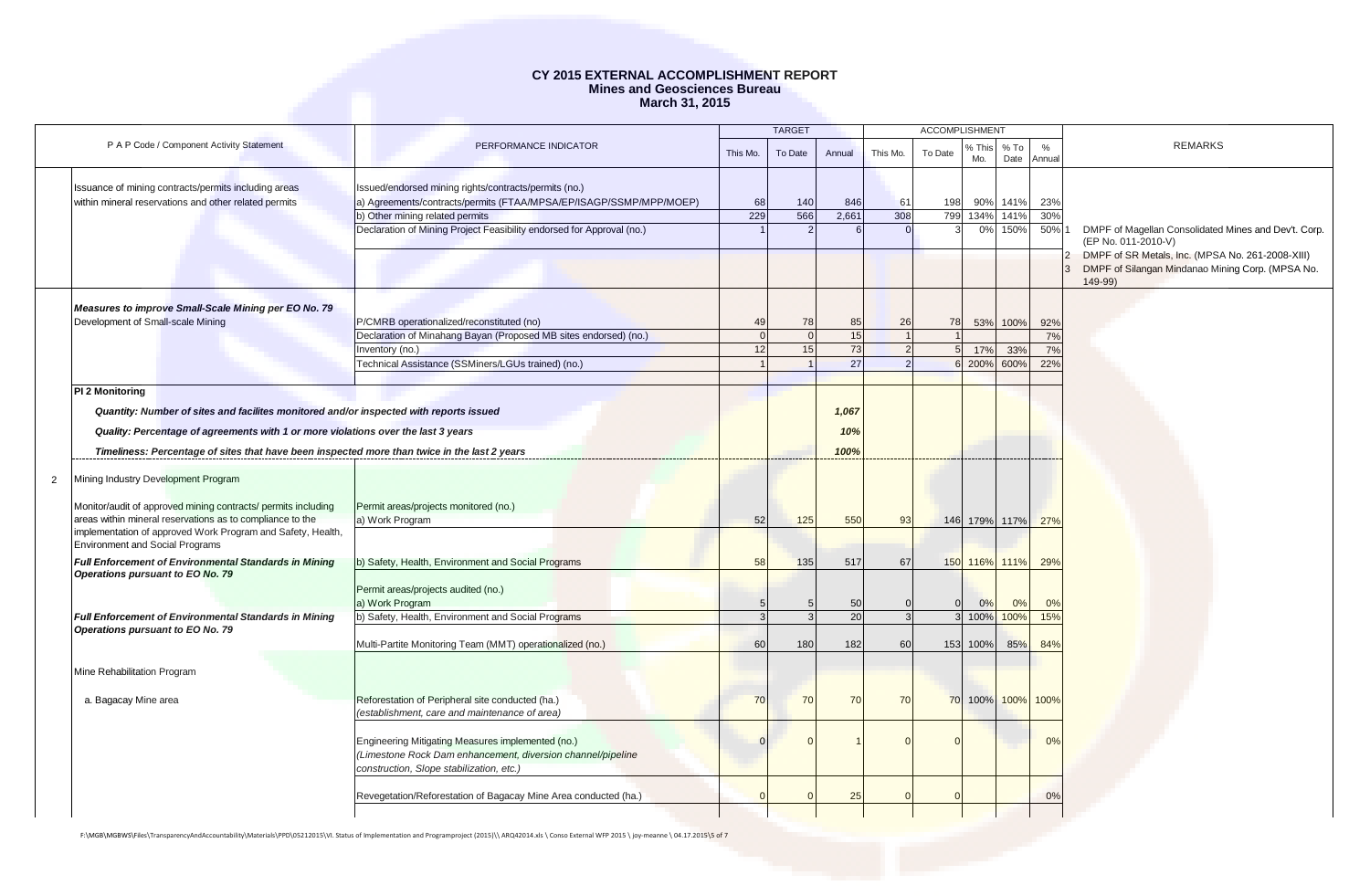# CY 2015 EXTERNAL ACCOMPLISHMENT REPORT
## Mines and Geosciences Bureau
### March 31, 2015

| | P A P Code / Component Activity Statement | PERFORMANCE INDICATOR | TARGET This Mo. | TARGET To Date | TARGET Annual | ACCOMPLISHMENT This Mo. | ACCOMPLISHMENT To Date | % This Mo. | % To Date | % Annual | REMARKS |
|---|---|---|---|---|---|---|---|---|---|---|---|
| | Issuance of mining contracts/permits including areas within mineral reservations and other related permits | Issued/endorsed mining rights/contracts/permits (no.) | | | | | | | | | |
| | | a) Agreements/contracts/permits (FTAA/MPSA/EP/ISAGP/SSMP/MPP/MOEP) | 68 | 140 | 846 | 61 | 198 | 90% | 141% | 23% | |
| | | b) Other mining related permits | 229 | 566 | 2,661 | 308 | 799 | 134% | 141% | 30% | |
| | | Declaration of Mining Project Feasibility endorsed for Approval (no.) | 1 | 2 | 6 | 0 | 3 | 0% | 150% | 50% | 1 DMPF of Magellan Consolidated Mines and Dev't. Corp. (EP No. 011-2010-V)<br>2 DMPF of SR Metals, Inc. (MPSA No. 261-2008-XIII)<br>3 DMPF of Silangan Mindanao Mining Corp. (MPSA No. 149-99) |
| | ***Measures to improve Small-Scale Mining per EO No. 79***<br>Development of Small-scale Mining | P/CMRB operationalized/reconstituted (no) | 49 | 78 | 85 | 26 | 78 | 53% | 100% | 92% | |
| | | Declaration of Minahang Bayan (Proposed MB sites endorsed) (no.) | 0 | 0 | 15 | 1 | 1 | | | 7% | |
| | | Inventory (no.) | 12 | 15 | 73 | 2 | 5 | 17% | 33% | 7% | |
| | | Technical Assistance (SSMiners/LGUs trained) (no.) | 1 | 1 | 27 | 2 | 6 | 200% | 600% | 22% | |
| | **PI 2 Monitoring** | | | | | | | | | | |
| | ***Quantity: Number of sites and facilites monitored and/or inspected with reports issued*** | | | | ***1,067*** | | | | | | |
| | ***Quality: Percentage of agreements with 1 or more violations over the last 3 years*** | | | | ***10%*** | | | | | | |
| | ***Timeliness: Percentage of sites that have been inspected more than twice in the last 2 years*** | | | | ***100%*** | | | | | | |
| 2 | Mining Industry Development Program | | | | | | | | | | |
| | Monitor/audit of approved mining contracts/ permits including areas within mineral reservations as to compliance to the implementation of approved Work Program and Safety, Health, Environment and Social Programs | Permit areas/projects monitored (no.)<br>a) Work Program | 52 | 125 | 550 | 93 | 146 | 179% | 117% | 27% | |
| | ***Full Enforcement of Environmental Standards in Mining Operations pursuant to EO No. 79*** | b) Safety, Health, Environment and Social Programs | 58 | 135 | 517 | 67 | 150 | 116% | 111% | 29% | |
| | | Permit areas/projects audited (no.)<br>a) Work Program | 5 | 5 | 50 | 0 | 0 | 0% | 0% | 0% | |
| | ***Full Enforcement of Environmental Standards in Mining Operations pursuant to EO No. 79*** | b) Safety, Health, Environment and Social Programs | 3 | 3 | 20 | 3 | 3 | 100% | 100% | 15% | |
| | | Multi-Partite Monitoring Team (MMT) operationalized (no.) | 60 | 180 | 182 | 60 | 153 | 100% | 85% | 84% | |
| | Mine Rehabilitation Program | | | | | | | | | | |
| | a. Bagacay Mine area | Reforestation of Peripheral site conducted (ha.)<br>*(establishment, care and maintenance of area)* | 70 | 70 | 70 | 70 | 70 | 100% | 100% | 100% | |
| | | Engineering Mitigating Measures implemented (no.)<br>*(Limestone Rock Dam enhancement, diversion channel/pipeline construction, Slope stabilization, etc.)* | 0 | 0 | 1 | 0 | 0 | | | 0% | |
| | | Revegetation/Reforestation of Bagacay Mine Area conducted (ha.) | 0 | 0 | 25 | 0 | 0 | | | 0% | |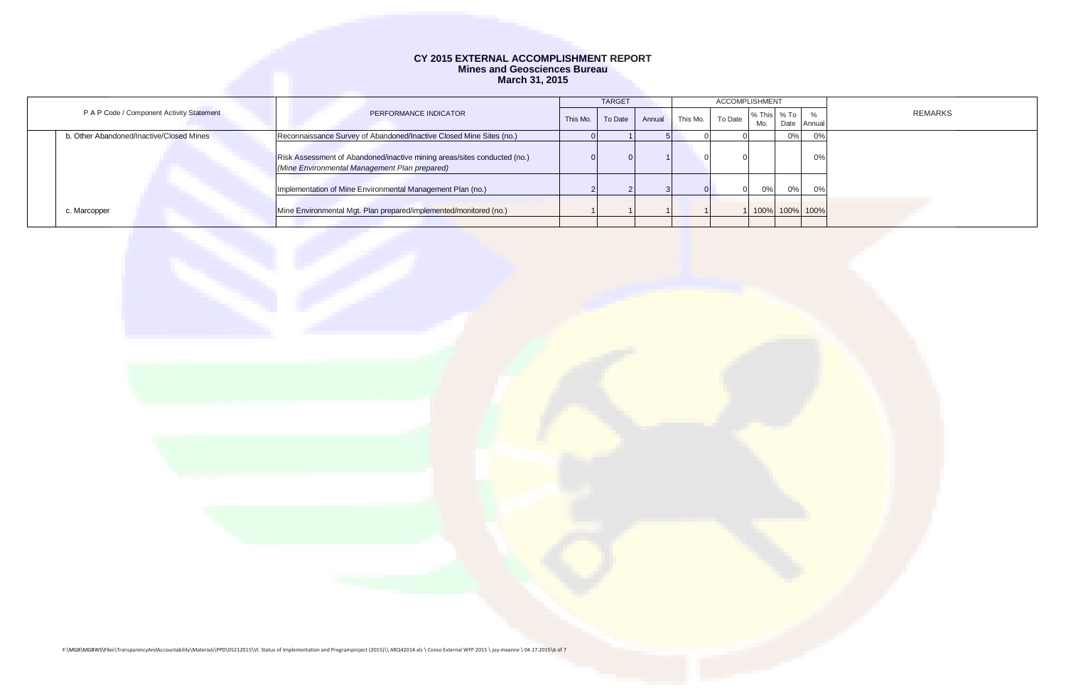# CY 2015 EXTERNAL ACCOMPLISHMENT REPORT
## Mines and Geosciences Bureau
## March 31, 2015

| P A P Code / Component Activity Statement | PERFORMANCE INDICATOR | TARGET | | | ACCOMPLISHMENT | | | | | REMARKS |
|---|---|---|---|---|---|---|---|---|---|---|
| | | This Mo. | To Date | Annual | This Mo. | To Date | % This Mo. | % To Date | % Annual | |
| b. Other Abandoned/Inactive/Closed Mines | Reconnaissance Survey of Abandoned/Inactive Closed Mine Sites (no.) | 0 | 1 | 5 | 0 | 0 | | 0% | 0% | |
| | Risk Assessment of Abandoned/inactive mining areas/sites conducted (no.) *(Mine Environmental Management Plan prepared)* | 0 | 0 | 1 | 0 | 0 | | | 0% | |
| | Implementation of Mine Environmental Management Plan (no.) | 2 | 2 | 3 | 0 | 0 | 0% | 0% | 0% | |
| c. Marcopper | Mine Environmental Mgt. Plan prepared/implemented/monitored (no.) | 1 | 1 | 1 | 1 | 1 | 100% | 100% | 100% | |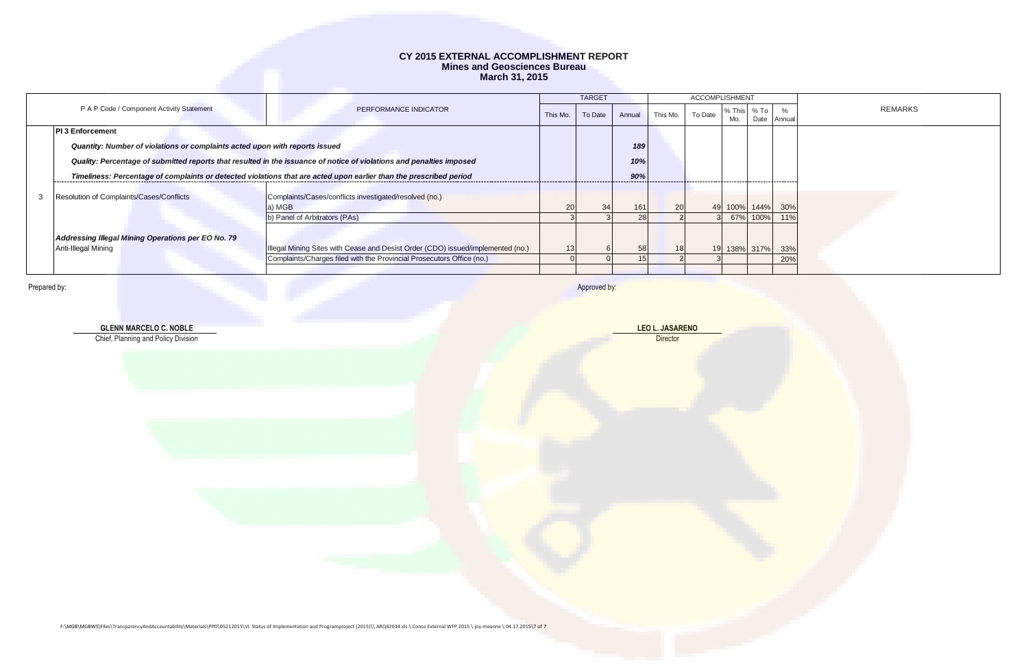# CY 2015 EXTERNAL ACCOMPLISHMENT REPORT
## Mines and Geosciences Bureau
### March 31, 2015

| P A P Code / Component Activity Statement | | PERFORMANCE INDICATOR | TARGET | | | ACCOMPLISHMENT | | | | | REMARKS |
|---|---|---|---|---|---|---|---|---|---|---|---|
| | | | This Mo. | To Date | Annual | This Mo. | To Date | % This Mo. | % To Date | % Annual | |
| | **PI 3 Enforcement** | | | | | | | | | | |
| | ***Quantity: Number of violations or complaints acted upon with reports issued*** | | | | ***189*** | | | | | | |
| | ***Quality: Percentage of submitted reports that resulted in the issuance of notice of violations and penalties imposed*** | | | | ***10%*** | | | | | | |
| | ***Timeliness: Percentage of complaints or detected violations that are acted upon earlier than the prescribed period*** | | | | ***90%*** | | | | | | |
| 3 | Resolution of Complaints/Cases/Conflicts | Complaints/Cases/conflicts investigated/resolved (no.) | | | | | | | | | |
| | | a) MGB | 20 | 34 | 161 | 20 | 49 | 100% | 144% | 30% | |
| | | b) Panel of Arbitrators (PAs) | 3 | 3 | 28 | 2 | 3 | 67% | 100% | 11% | |
| | ***Addressing Illegal Mining Operations per EO No. 79*** | | | | | | | | | | |
| | Anti-Illegal Mining | Illegal Mining Sites with Cease and Desist Order (CDO) issued/implemented (no.) | 13 | 6 | 58 | 18 | 19 | 138% | 317% | 33% | |
| | | Complaints/Charges filed with the Provincial Prosecutors Office (no.) | 0 | 0 | 15 | 2 | 3 | | | 20% | |

Prepared by:

**GLENN MARCELO C. NOBLE**
Chief, Planning and Policy Division

Approved by:

**LEO L. JASARENO**
Director

F:\MGB\MGBWS\Files\TransparencyAndAccountability\Materials\PPD\05212015\VI. Status of Implementation and Programproject (2015)\\ ARQ42014.xls \ Conso External WFP 2015 \ joy-meanne \ 04.17.2015\7 of 7